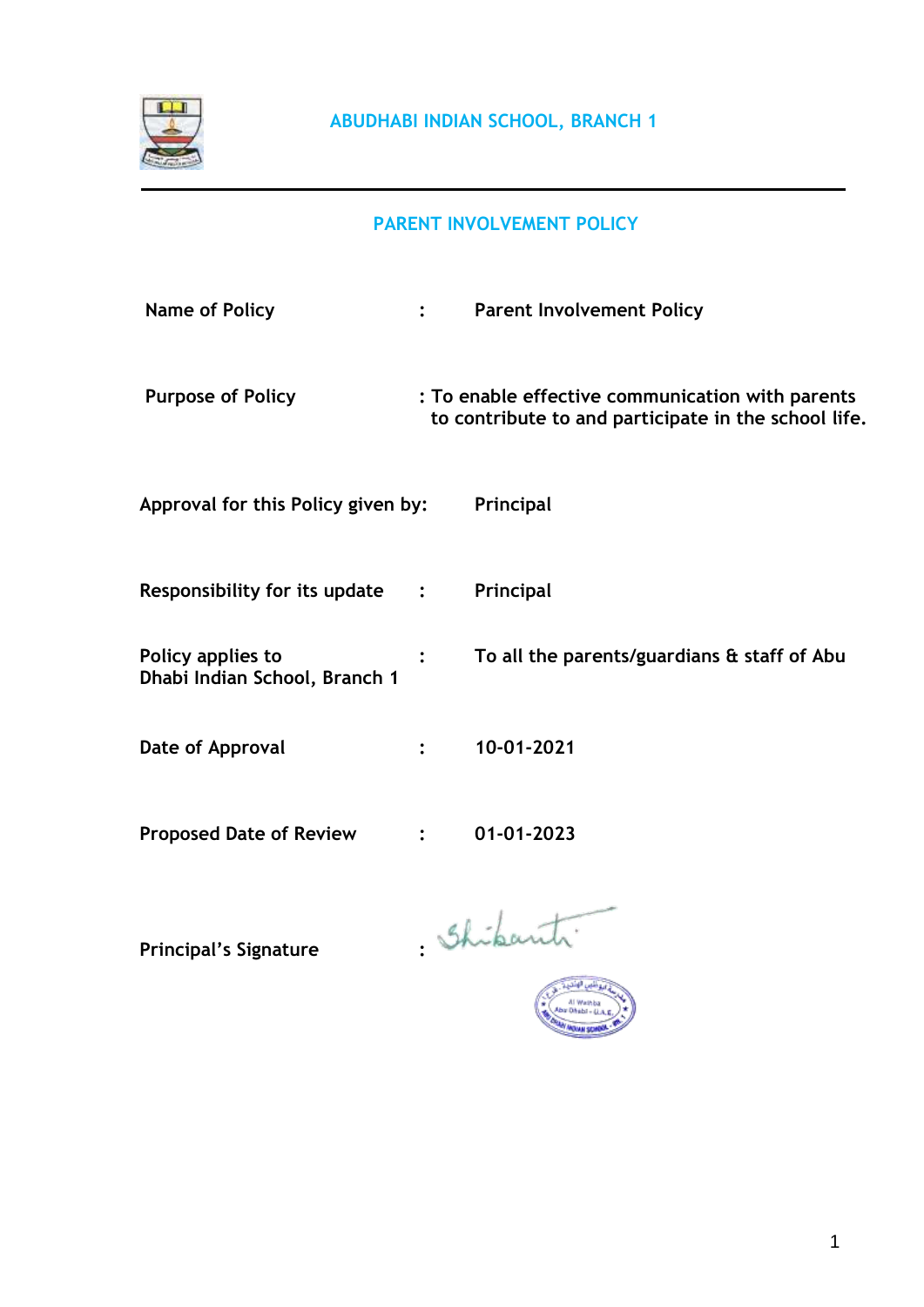ABUDHABI INDIAN SCHOOL, BRANCH 1

## PARENT INVOLVEMENT POLICY

| | | |
|---|---|---|
| Name of Policy | : | Parent Involvement Policy |
| Purpose of Policy | : | To enable effective communication with parents to contribute to and participate in the school life. |
| Approval for this Policy given by: | | Principal |
| Responsibility for its update | : | Principal |
| Policy applies to | : | To all the parents/guardians & staff of Abu Dhabi Indian School, Branch 1 |
| Date of Approval | : | 10-01-2021 |
| Proposed Date of Review | : | 01-01-2023 |
| Principal's Signature | : | Shibanth |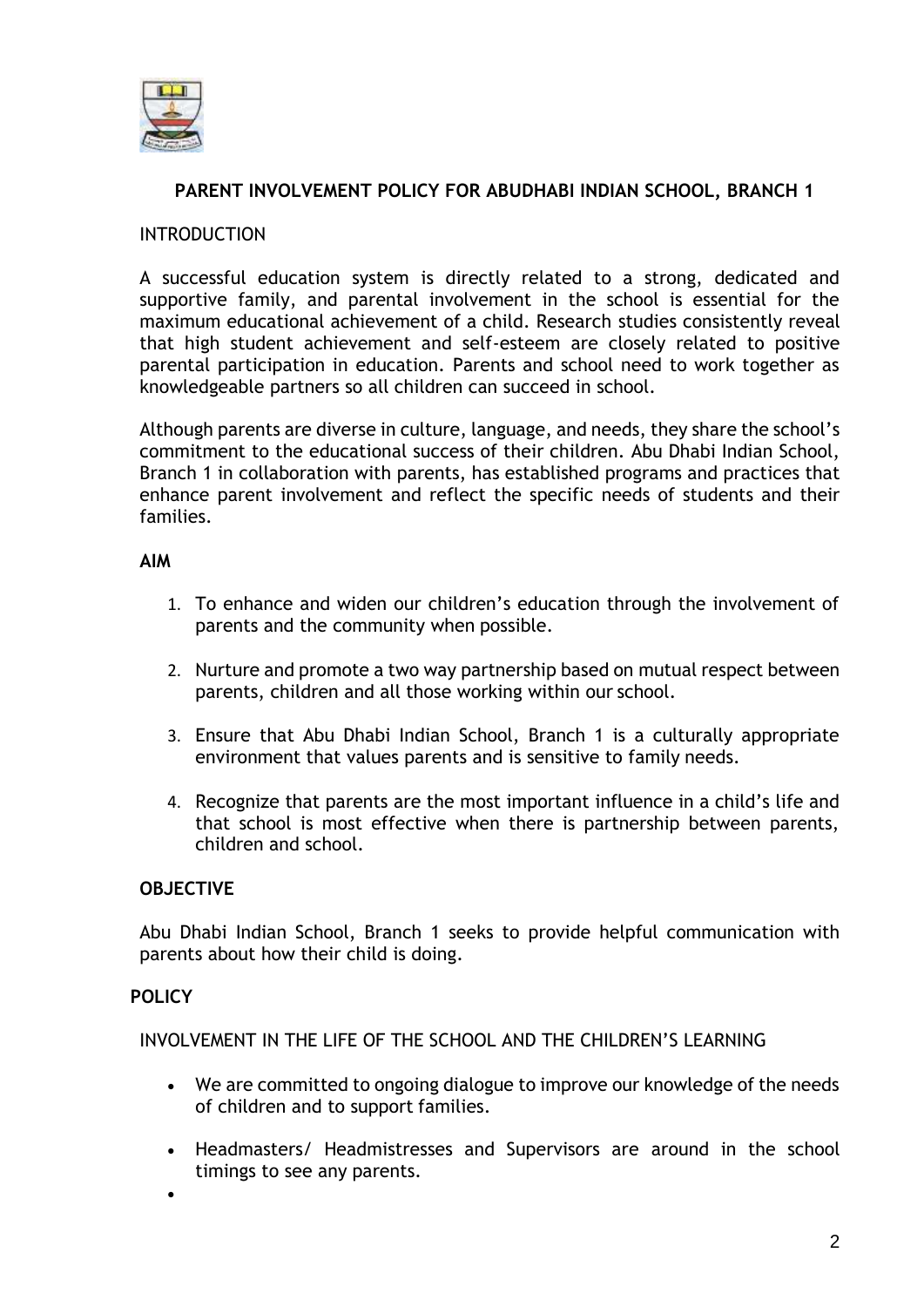## PARENT INVOLVEMENT POLICY FOR ABUDHABI INDIAN SCHOOL, BRANCH 1

INTRODUCTION

A successful education system is directly related to a strong, dedicated and supportive family, and parental involvement in the school is essential for the maximum educational achievement of a child. Research studies consistently reveal that high student achievement and self-esteem are closely related to positive parental participation in education. Parents and school need to work together as knowledgeable partners so all children can succeed in school.

Although parents are diverse in culture, language, and needs, they share the school's commitment to the educational success of their children. Abu Dhabi Indian School, Branch 1 in collaboration with parents, has established programs and practices that enhance parent involvement and reflect the specific needs of students and their families.

**AIM**

1. To enhance and widen our children's education through the involvement of parents and the community when possible.
2. Nurture and promote a two way partnership based on mutual respect between parents, children and all those working within our school.
3. Ensure that Abu Dhabi Indian School, Branch 1 is a culturally appropriate environment that values parents and is sensitive to family needs.
4. Recognize that parents are the most important influence in a child's life and that school is most effective when there is partnership between parents, children and school.

**OBJECTIVE**

Abu Dhabi Indian School, Branch 1 seeks to provide helpful communication with parents about how their child is doing.

**POLICY**

INVOLVEMENT IN THE LIFE OF THE SCHOOL AND THE CHILDREN'S LEARNING

- We are committed to ongoing dialogue to improve our knowledge of the needs of children and to support families.
- Headmasters/ Headmistresses and Supervisors are around in the school timings to see any parents.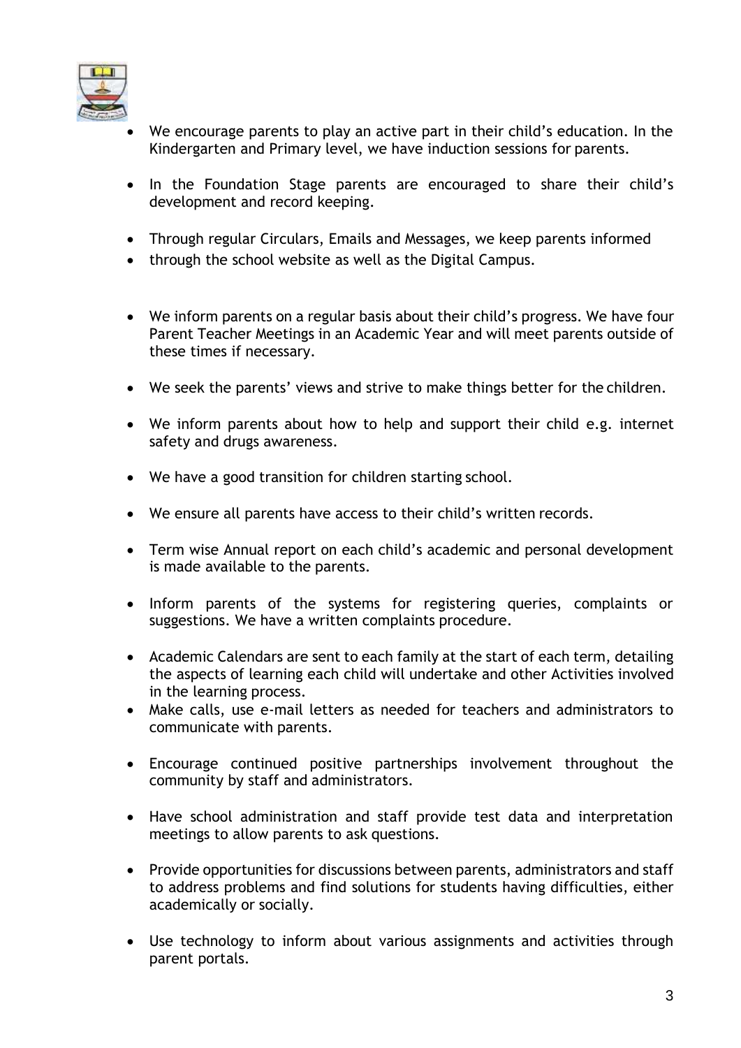- We encourage parents to play an active part in their child's education. In the Kindergarten and Primary level, we have induction sessions for parents.

- In the Foundation Stage parents are encouraged to share their child's development and record keeping.

- Through regular Circulars, Emails and Messages, we keep parents informed
- through the school website as well as the Digital Campus.

- We inform parents on a regular basis about their child's progress. We have four Parent Teacher Meetings in an Academic Year and will meet parents outside of these times if necessary.

- We seek the parents' views and strive to make things better for the children.

- We inform parents about how to help and support their child e.g. internet safety and drugs awareness.

- We have a good transition for children starting school.

- We ensure all parents have access to their child's written records.

- Term wise Annual report on each child's academic and personal development is made available to the parents.

- Inform parents of the systems for registering queries, complaints or suggestions. We have a written complaints procedure.

- Academic Calendars are sent to each family at the start of each term, detailing the aspects of learning each child will undertake and other Activities involved in the learning process.
- Make calls, use e-mail letters as needed for teachers and administrators to communicate with parents.

- Encourage continued positive partnerships involvement throughout the community by staff and administrators.

- Have school administration and staff provide test data and interpretation meetings to allow parents to ask questions.

- Provide opportunities for discussions between parents, administrators and staff to address problems and find solutions for students having difficulties, either academically or socially.

- Use technology to inform about various assignments and activities through parent portals.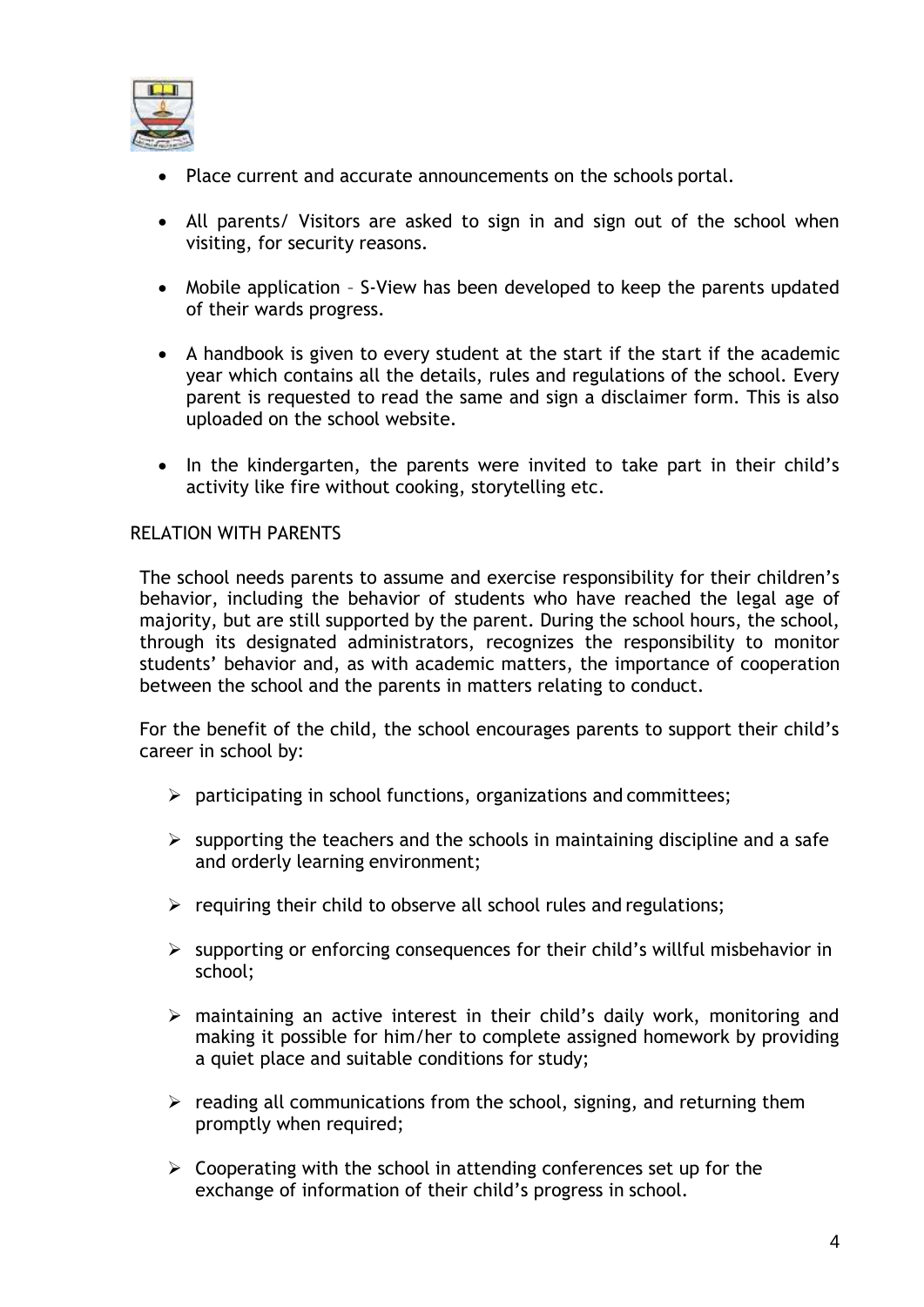- Place current and accurate announcements on the schools portal.

- All parents/ Visitors are asked to sign in and sign out of the school when visiting, for security reasons.

- Mobile application – S-View has been developed to keep the parents updated of their wards progress.

- A handbook is given to every student at the start if the start if the academic year which contains all the details, rules and regulations of the school. Every parent is requested to read the same and sign a disclaimer form. This is also uploaded on the school website.

- In the kindergarten, the parents were invited to take part in their child's activity like fire without cooking, storytelling etc.

RELATION WITH PARENTS

The school needs parents to assume and exercise responsibility for their children's behavior, including the behavior of students who have reached the legal age of majority, but are still supported by the parent. During the school hours, the school, through its designated administrators, recognizes the responsibility to monitor students' behavior and, as with academic matters, the importance of cooperation between the school and the parents in matters relating to conduct.

For the benefit of the child, the school encourages parents to support their child's career in school by:

- participating in school functions, organizations and committees;

- supporting the teachers and the schools in maintaining discipline and a safe and orderly learning environment;

- requiring their child to observe all school rules and regulations;

- supporting or enforcing consequences for their child's willful misbehavior in school;

- maintaining an active interest in their child's daily work, monitoring and making it possible for him/her to complete assigned homework by providing a quiet place and suitable conditions for study;

- reading all communications from the school, signing, and returning them promptly when required;

- Cooperating with the school in attending conferences set up for the exchange of information of their child's progress in school.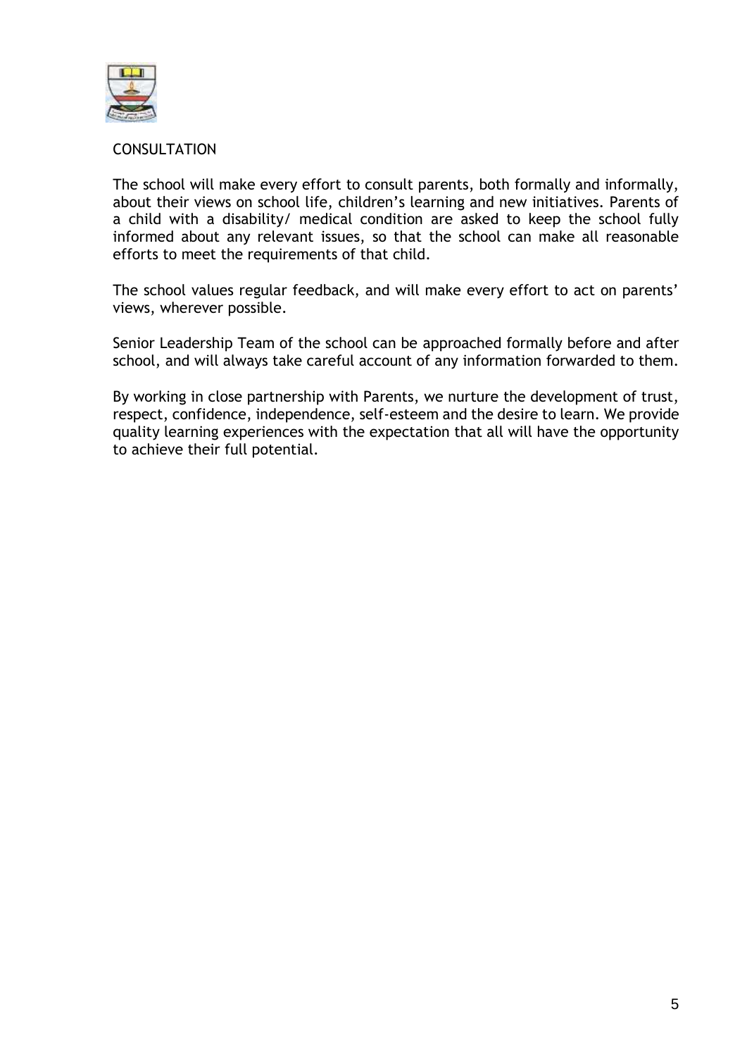## CONSULTATION

The school will make every effort to consult parents, both formally and informally, about their views on school life, children's learning and new initiatives. Parents of a child with a disability/ medical condition are asked to keep the school fully informed about any relevant issues, so that the school can make all reasonable efforts to meet the requirements of that child.

The school values regular feedback, and will make every effort to act on parents' views, wherever possible.

Senior Leadership Team of the school can be approached formally before and after school, and will always take careful account of any information forwarded to them.

By working in close partnership with Parents, we nurture the development of trust, respect, confidence, independence, self-esteem and the desire to learn. We provide quality learning experiences with the expectation that all will have the opportunity to achieve their full potential.